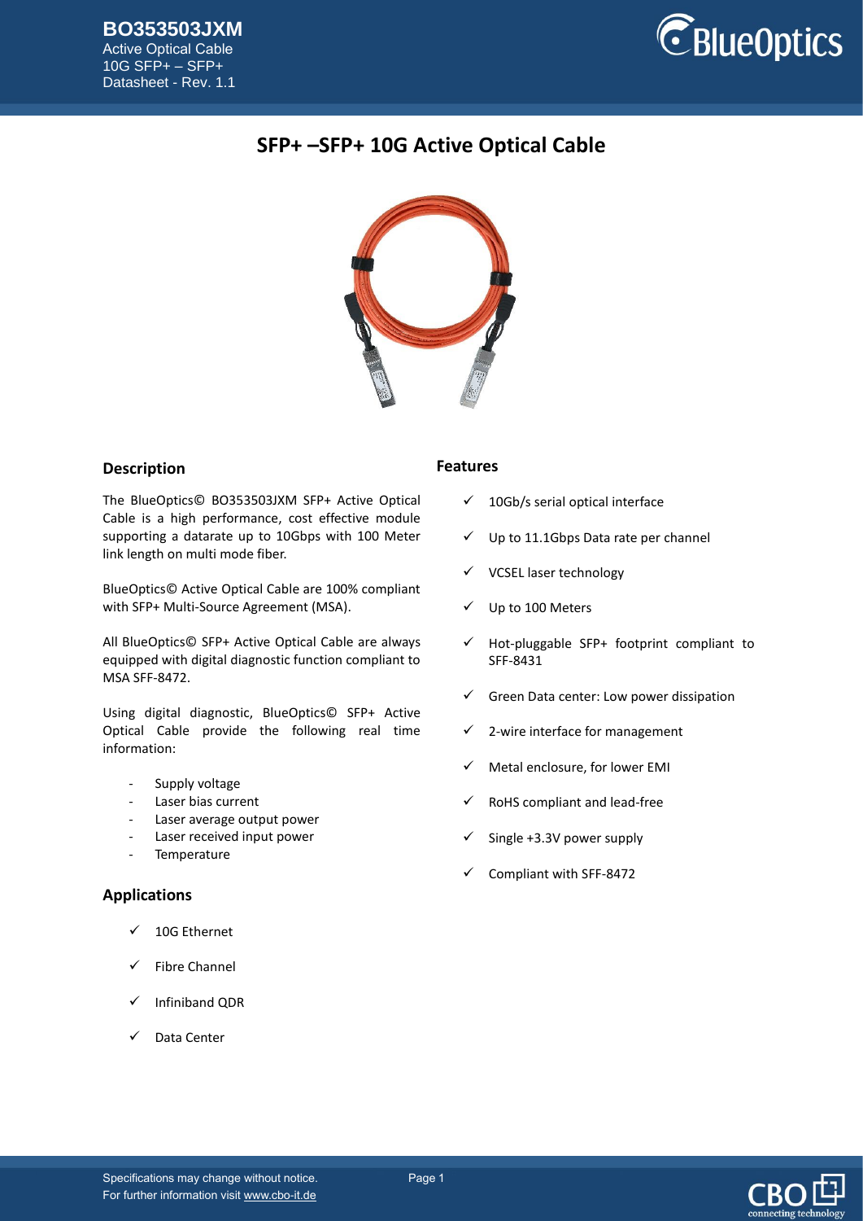# SFP+ –SFP+ 10G Active Optical Cable

## Description

The BlueOptics© BO353503JXM SFP+ Active Optical Cable is a high performance, cost effective module supporting a datarate up to 10Gbps with 100 Meter link length on multi mode fiber.

BlueOptics© Active Optical Cable are 100% compliant with SFP+ Multi-Source Agreement (MSA).

All BlueOptics© SFP+ Active Optical Cable are always equipped with digital diagnostic function compliant to MSA SFF-8472.

Using digital diagnostic, BlueOptics© SFP+ Active Optical Cable provide the following real time information:

- Supply voltage
- Laser bias current
- Laser average output power
- Laser received input power
- Temperature

## Applications

- ✓ 10G Ethernet
- ✓ Fibre Channel
- ✓ Infiniband QDR
- ✓ Data Center

## Features

- ✓ 10Gb/s serial optical interface
- ✓ Up to 11.1Gbps Data rate per channel
- ✓ VCSEL laser technology
- ✓ Up to 100 Meters
- ✓ Hot-pluggable SFP+ footprint compliant to SFF-8431
- ✓ Green Data center: Low power dissipation
- ✓ 2-wire interface for management
- ✓ Metal enclosure, for lower EMI
- ✓ RoHS compliant and lead-free
- ✓ Single +3.3V power supply
- ✓ Compliant with SFF-8472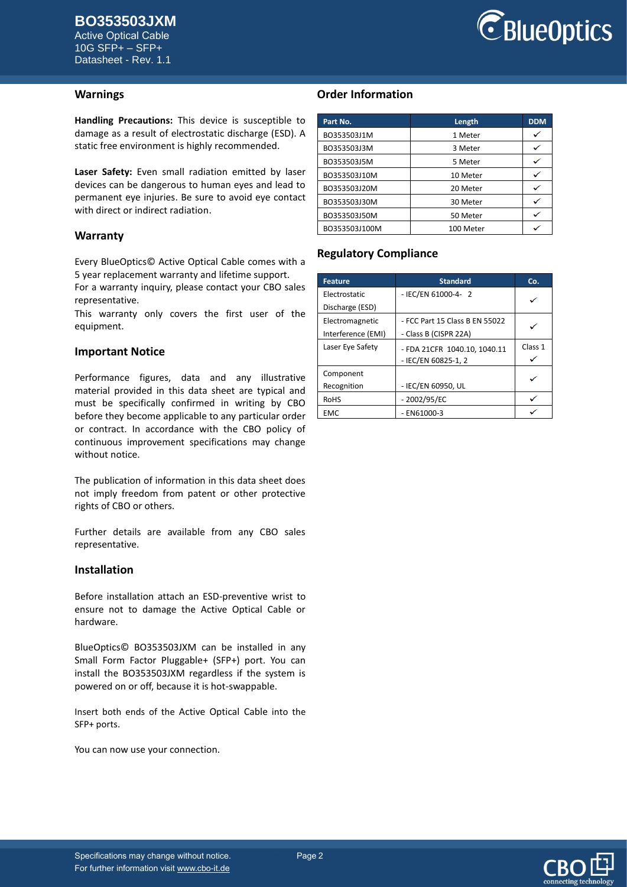## Warnings

**Handling Precautions:** This device is susceptible to damage as a result of electrostatic discharge (ESD). A static free environment is highly recommended.

**Laser Safety:** Even small radiation emitted by laser devices can be dangerous to human eyes and lead to permanent eye injuries. Be sure to avoid eye contact with direct or indirect radiation.

## Warranty

Every BlueOptics© Active Optical Cable comes with a 5 year replacement warranty and lifetime support.
For a warranty inquiry, please contact your CBO sales representative.
This warranty only covers the first user of the equipment.

## Important Notice

Performance figures, data and any illustrative material provided in this data sheet are typical and must be specifically confirmed in writing by CBO before they become applicable to any particular order or contract. In accordance with the CBO policy of continuous improvement specifications may change without notice.

The publication of information in this data sheet does not imply freedom from patent or other protective rights of CBO or others.

Further details are available from any CBO sales representative.

## Installation

Before installation attach an ESD-preventive wrist to ensure not to damage the Active Optical Cable or hardware.

BlueOptics© BO353503JXM can be installed in any Small Form Factor Pluggable+ (SFP+) port. You can install the BO353503JXM regardless if the system is powered on or off, because it is hot-swappable.

Insert both ends of the Active Optical Cable into the SFP+ ports.

You can now use your connection.

## Order Information

| Part No. | Length | DDM |
|---|---|---|
| BO353503J1M | 1 Meter | ✓ |
| BO353503J3M | 3 Meter | ✓ |
| BO353503J5M | 5 Meter | ✓ |
| BO353503J10M | 10 Meter | ✓ |
| BO353503J20M | 20 Meter | ✓ |
| BO353503J30M | 30 Meter | ✓ |
| BO353503J50M | 50 Meter | ✓ |
| BO353503J100M | 100 Meter | ✓ |

## Regulatory Compliance

| Feature | Standard | Co. |
|---|---|---|
| Electrostatic Discharge (ESD) | - IEC/EN 61000-4- 2 | ✓ |
| Electromagnetic Interference (EMI) | - FCC Part 15 Class B EN 55022<br>- Class B (CISPR 22A) | ✓ |
| Laser Eye Safety | - FDA 21CFR 1040.10, 1040.11<br>- IEC/EN 60825-1, 2 | Class 1 ✓ |
| Component Recognition | - IEC/EN 60950, UL | ✓ |
| RoHS | - 2002/95/EC | ✓ |
| EMC | - EN61000-3 | ✓ |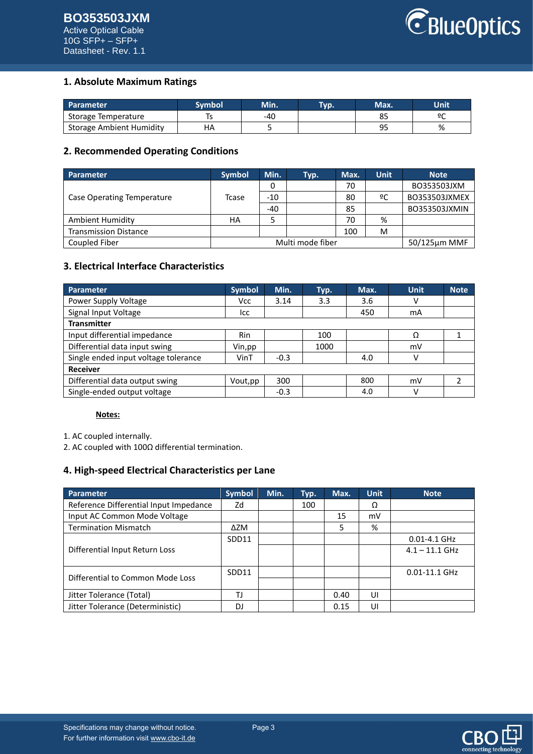## 1. Absolute Maximum Ratings

| Parameter | Symbol | Min. | Typ. | Max. | Unit |
|---|---|---|---|---|---|
| Storage Temperature | Ts | -40 | | 85 | ºC |
| Storage Ambient Humidity | HA | 5 | | 95 | % |

## 2. Recommended Operating Conditions

| Parameter | Symbol | Min. | Typ. | Max. | Unit | Note |
|---|---|---|---|---|---|---|
| Case Operating Temperature | Tcase | 0 | | 70 | ºC | BO353503JXM |
| | | -10 | | 80 | | BO353503JXMEX |
| | | -40 | | 85 | | BO353503JXMIN |
| Ambient Humidity | HA | 5 | | 70 | % | |
| Transmission Distance | | | | 100 | M | |
| Coupled Fiber | Multi mode fiber | | | | | 50/125µm MMF |

## 3. Electrical Interface Characteristics

| Parameter | Symbol | Min. | Typ. | Max. | Unit | Note |
|---|---|---|---|---|---|---|
| Power Supply Voltage | Vcc | 3.14 | 3.3 | 3.6 | V | |
| Signal Input Voltage | Icc | | | 450 | mA | |
| **Transmitter** | | | | | | |
| Input differential impedance | Rin | | 100 | | Ω | 1 |
| Differential data input swing | Vin,pp | | 1000 | | mV | |
| Single ended input voltage tolerance | VinT | -0.3 | | 4.0 | V | |
| **Receiver** | | | | | | |
| Differential data output swing | Vout,pp | 300 | | 800 | mV | 2 |
| Single-ended output voltage | | -0.3 | | 4.0 | V | |

**Notes:**

1. AC coupled internally.
2. AC coupled with 100Ω differential termination.

## 4. High-speed Electrical Characteristics per Lane

| Parameter | Symbol | Min. | Typ. | Max. | Unit | Note |
|---|---|---|---|---|---|---|
| Reference Differential Input Impedance | Zd | | 100 | | Ω | |
| Input AC Common Mode Voltage | | | | 15 | mV | |
| Termination Mismatch | ΔZM | | | 5 | % | |
| Differential Input Return Loss | SDD11 | | | | | 0.01-4.1 GHz |
| | | | | | | 4.1 – 11.1 GHz |
| Differential to Common Mode Loss | SDD11 | | | | | 0.01-11.1 GHz |
| | | | | | | |
| Jitter Tolerance (Total) | TJ | | | 0.40 | UI | |
| Jitter Tolerance (Deterministic) | DJ | | | 0.15 | UI | |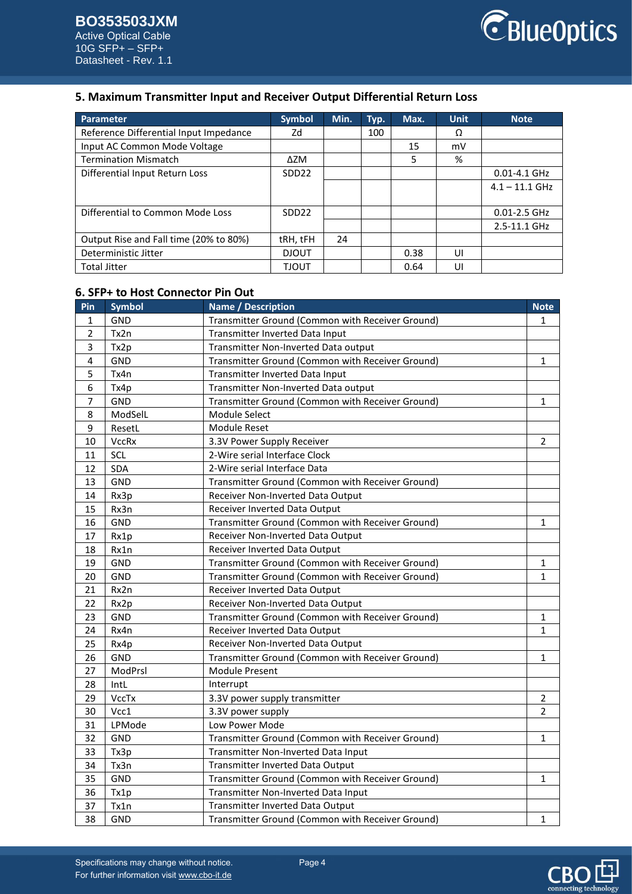## 5. Maximum Transmitter Input and Receiver Output Differential Return Loss

| Parameter | Symbol | Min. | Typ. | Max. | Unit | Note |
|---|---|---|---|---|---|---|
| Reference Differential Input Impedance | Zd | | 100 | | Ω | |
| Input AC Common Mode Voltage | | | | 15 | mV | |
| Termination Mismatch | ΔZM | | | 5 | % | |
| Differential Input Return Loss | SDD22 | | | | | 0.01-4.1 GHz |
| | | | | | | 4.1 – 11.1 GHz |
| Differential to Common Mode Loss | SDD22 | | | | | 0.01-2.5 GHz |
| | | | | | | 2.5-11.1 GHz |
| Output Rise and Fall time (20% to 80%) | tRH, tFH | 24 | | | | |
| Deterministic Jitter | DJOUT | | | 0.38 | UI | |
| Total Jitter | TJOUT | | | 0.64 | UI | |

## 6. SFP+ to Host Connector Pin Out

| Pin | Symbol | Name / Description | Note |
|---|---|---|---|
| 1 | GND | Transmitter Ground (Common with Receiver Ground) | 1 |
| 2 | Tx2n | Transmitter Inverted Data Input | |
| 3 | Tx2p | Transmitter Non-Inverted Data output | |
| 4 | GND | Transmitter Ground (Common with Receiver Ground) | 1 |
| 5 | Tx4n | Transmitter Inverted Data Input | |
| 6 | Tx4p | Transmitter Non-Inverted Data output | |
| 7 | GND | Transmitter Ground (Common with Receiver Ground) | 1 |
| 8 | ModSelL | Module Select | |
| 9 | ResetL | Module Reset | |
| 10 | VccRx | 3.3V Power Supply Receiver | 2 |
| 11 | SCL | 2-Wire serial Interface Clock | |
| 12 | SDA | 2-Wire serial Interface Data | |
| 13 | GND | Transmitter Ground (Common with Receiver Ground) | |
| 14 | Rx3p | Receiver Non-Inverted Data Output | |
| 15 | Rx3n | Receiver Inverted Data Output | |
| 16 | GND | Transmitter Ground (Common with Receiver Ground) | 1 |
| 17 | Rx1p | Receiver Non-Inverted Data Output | |
| 18 | Rx1n | Receiver Inverted Data Output | |
| 19 | GND | Transmitter Ground (Common with Receiver Ground) | 1 |
| 20 | GND | Transmitter Ground (Common with Receiver Ground) | 1 |
| 21 | Rx2n | Receiver Inverted Data Output | |
| 22 | Rx2p | Receiver Non-Inverted Data Output | |
| 23 | GND | Transmitter Ground (Common with Receiver Ground) | 1 |
| 24 | Rx4n | Receiver Inverted Data Output | 1 |
| 25 | Rx4p | Receiver Non-Inverted Data Output | |
| 26 | GND | Transmitter Ground (Common with Receiver Ground) | 1 |
| 27 | ModPrsl | Module Present | |
| 28 | IntL | Interrupt | |
| 29 | VccTx | 3.3V power supply transmitter | 2 |
| 30 | Vcc1 | 3.3V power supply | 2 |
| 31 | LPMode | Low Power Mode | |
| 32 | GND | Transmitter Ground (Common with Receiver Ground) | 1 |
| 33 | Tx3p | Transmitter Non-Inverted Data Input | |
| 34 | Tx3n | Transmitter Inverted Data Output | |
| 35 | GND | Transmitter Ground (Common with Receiver Ground) | 1 |
| 36 | Tx1p | Transmitter Non-Inverted Data Input | |
| 37 | Tx1n | Transmitter Inverted Data Output | |
| 38 | GND | Transmitter Ground (Common with Receiver Ground) | 1 |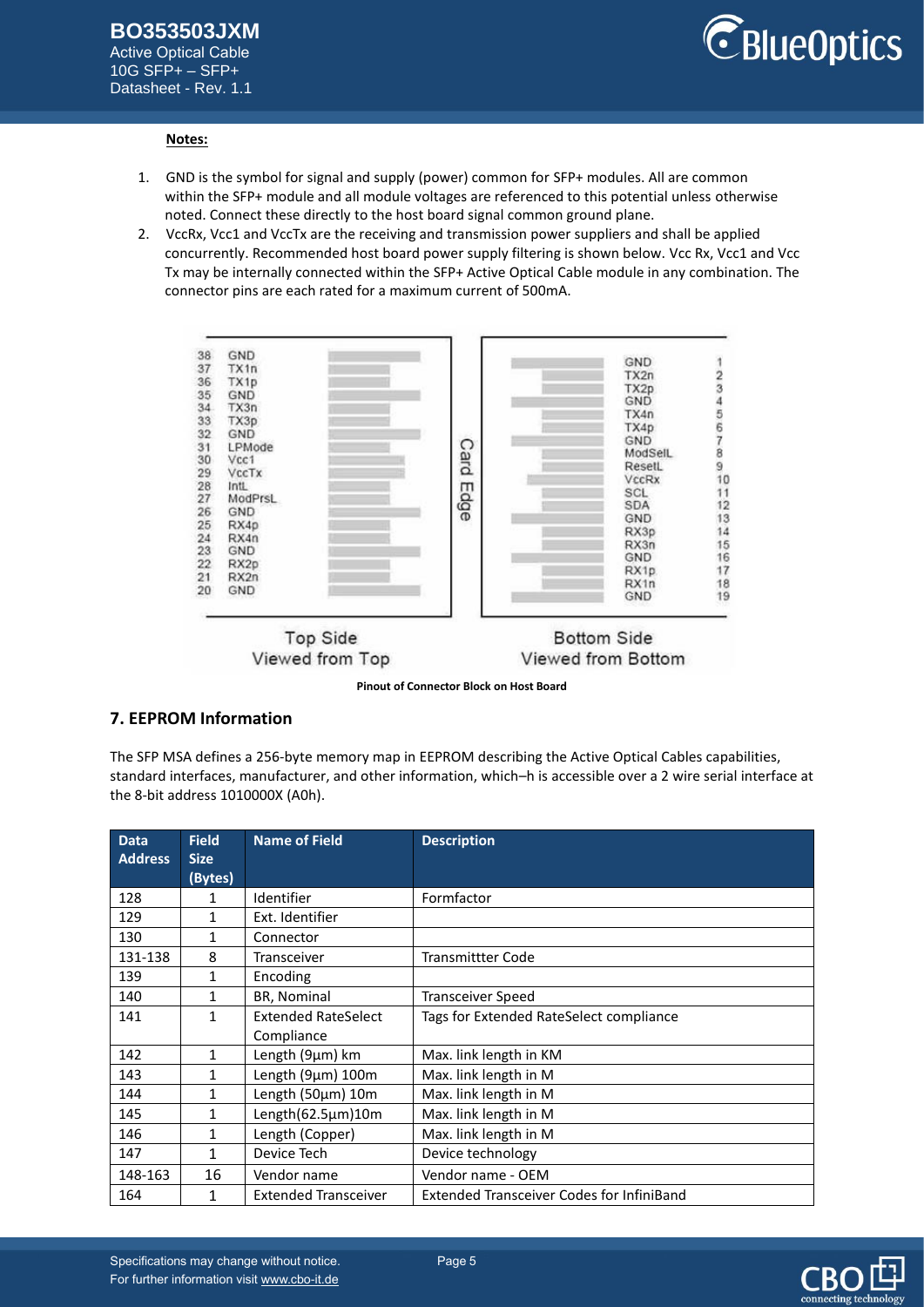**Notes:**

1. GND is the symbol for signal and supply (power) common for SFP+ modules. All are common within the SFP+ module and all module voltages are referenced to this potential unless otherwise noted. Connect these directly to the host board signal common ground plane.
2. VccRx, Vcc1 and VccTx are the receiving and transmission power suppliers and shall be applied concurrently. Recommended host board power supply filtering is shown below. Vcc Rx, Vcc1 and Vcc Tx may be internally connected within the SFP+ Active Optical Cable module in any combination. The connector pins are each rated for a maximum current of 500mA.

| Top Side Pin | Top Side Signal | Bottom Side Signal | Bottom Side Pin |
|---|---|---|---|
| 38 | GND | GND | 1 |
| 37 | TX1n | TX2n | 2 |
| 36 | TX1p | TX2p | 3 |
| 35 | GND | GND | 4 |
| 34 | TX3n | TX4n | 5 |
| 33 | TX3p | TX4p | 6 |
| 32 | GND | GND | 7 |
| 31 | LPMode | ModSelL | 8 |
| 30 | Vcc1 | ResetL | 9 |
| 29 | VccTx | VccRx | 10 |
| 28 | IntL | SCL | 11 |
| 27 | ModPrsL | SDA | 12 |
| 26 | GND | GND | 13 |
| 25 | RX4p | RX3p | 14 |
| 24 | RX4n | RX3n | 15 |
| 23 | GND | GND | 16 |
| 22 | RX2p | RX1p | 17 |
| 21 | RX2n | RX1n | 18 |
| 20 | GND | GND | 19 |

Card Edge

Top Side Viewed from Top — Bottom Side Viewed from Bottom

**Pinout of Connector Block on Host Board**

## 7. EEPROM Information

The SFP MSA defines a 256-byte memory map in EEPROM describing the Active Optical Cables capabilities, standard interfaces, manufacturer, and other information, which–h is accessible over a 2 wire serial interface at the 8-bit address 1010000X (A0h).

| Data Address | Field Size (Bytes) | Name of Field | Description |
|---|---|---|---|
| 128 | 1 | Identifier | Formfactor |
| 129 | 1 | Ext. Identifier | |
| 130 | 1 | Connector | |
| 131-138 | 8 | Transceiver | Transmittter Code |
| 139 | 1 | Encoding | |
| 140 | 1 | BR, Nominal | Transceiver Speed |
| 141 | 1 | Extended RateSelect Compliance | Tags for Extended RateSelect compliance |
| 142 | 1 | Length (9µm) km | Max. link length in KM |
| 143 | 1 | Length (9µm) 100m | Max. link length in M |
| 144 | 1 | Length (50µm) 10m | Max. link length in M |
| 145 | 1 | Length(62.5µm)10m | Max. link length in M |
| 146 | 1 | Length (Copper) | Max. link length in M |
| 147 | 1 | Device Tech | Device technology |
| 148-163 | 16 | Vendor name | Vendor name - OEM |
| 164 | 1 | Extended Transceiver | Extended Transceiver Codes for InfiniBand |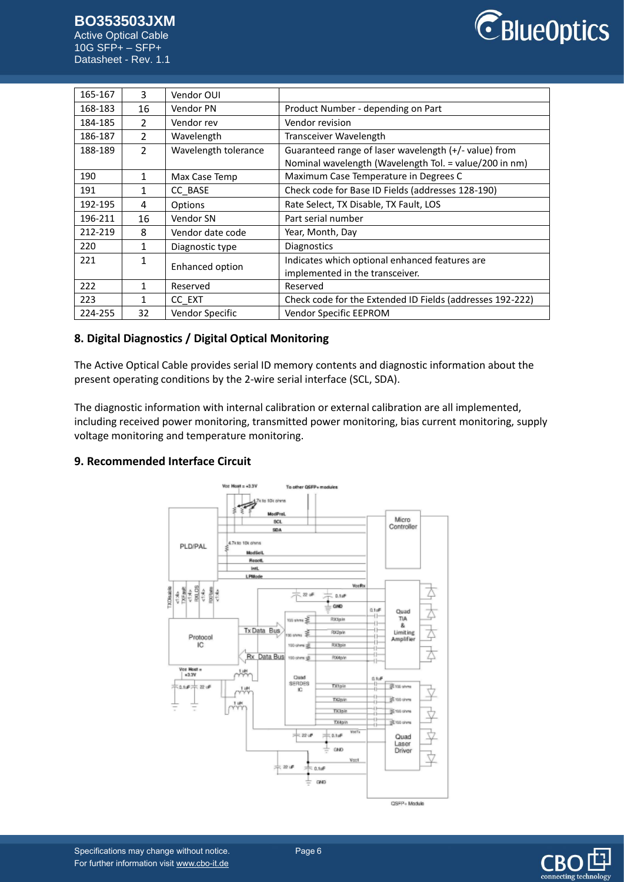| 165-167 | 3 | Vendor OUI | |
|---|---|---|---|
| 168-183 | 16 | Vendor PN | Product Number - depending on Part |
| 184-185 | 2 | Vendor rev | Vendor revision |
| 186-187 | 2 | Wavelength | Transceiver Wavelength |
| 188-189 | 2 | Wavelength tolerance | Guaranteed range of laser wavelength (+/- value) from Nominal wavelength (Wavelength Tol. = value/200 in nm) |
| 190 | 1 | Max Case Temp | Maximum Case Temperature in Degrees C |
| 191 | 1 | CC_BASE | Check code for Base ID Fields (addresses 128-190) |
| 192-195 | 4 | Options | Rate Select, TX Disable, TX Fault, LOS |
| 196-211 | 16 | Vendor SN | Part serial number |
| 212-219 | 8 | Vendor date code | Year, Month, Day |
| 220 | 1 | Diagnostic type | Diagnostics |
| 221 | 1 | Enhanced option | Indicates which optional enhanced features are implemented in the transceiver. |
| 222 | 1 | Reserved | Reserved |
| 223 | 1 | CC_EXT | Check code for the Extended ID Fields (addresses 192-222) |
| 224-255 | 32 | Vendor Specific | Vendor Specific EEPROM |

## 8. Digital Diagnostics / Digital Optical Monitoring

The Active Optical Cable provides serial ID memory contents and diagnostic information about the present operating conditions by the 2-wire serial interface (SCL, SDA).

The diagnostic information with internal calibration or external calibration are all implemented, including received power monitoring, transmitted power monitoring, bias current monitoring, supply voltage monitoring and temperature monitoring.

## 9. Recommended Interface Circuit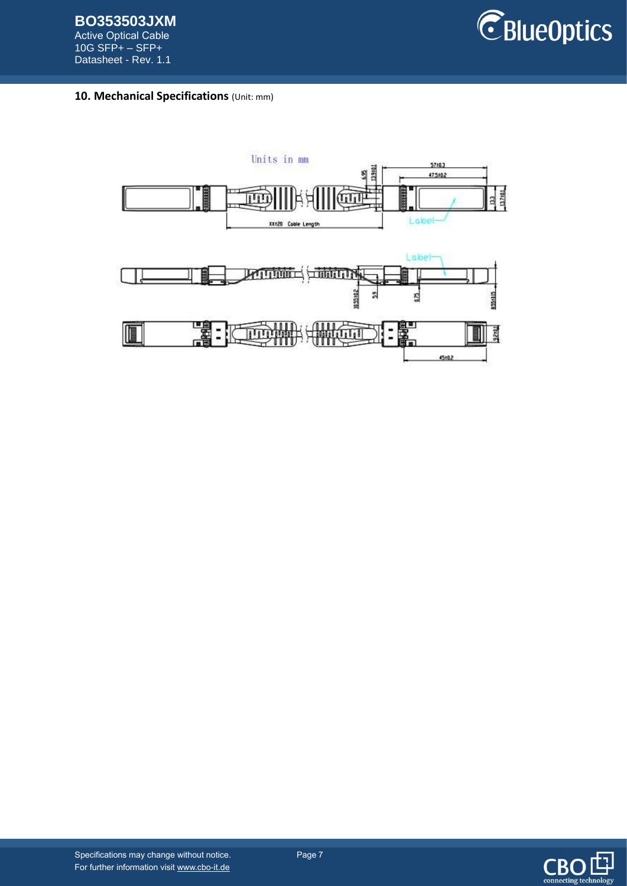## 10. Mechanical Specifications (Unit: mm)

Units in mm

57±0.3

47.5±0.2

6.95

13.9±0.1

13.3

13.7±0.1

XX±20 Cable Length

Label

Label

10.55±0.2

5.9

0.75

8.55±0.15

9.2±0.1

45±0.2